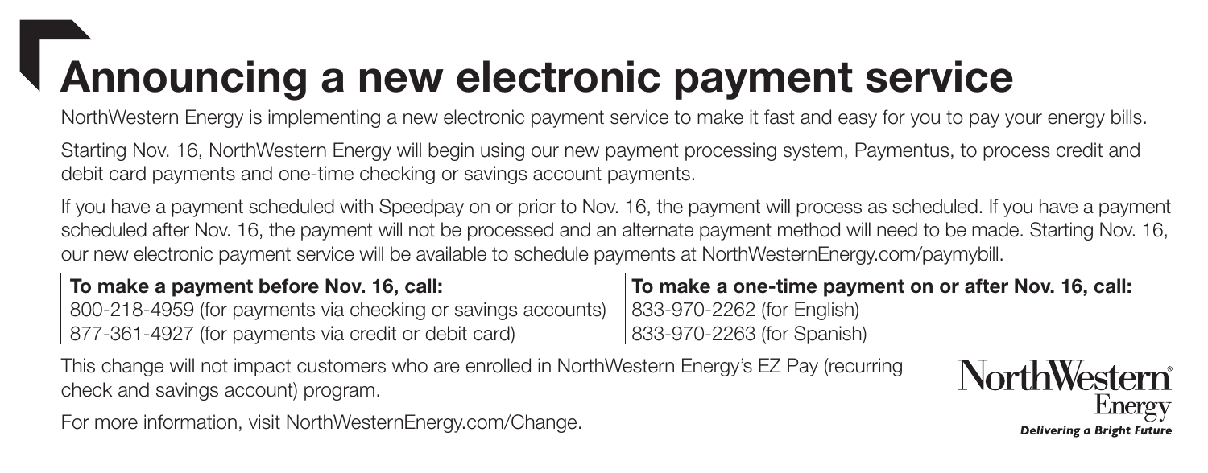# Announcing a new electronic payment service

NorthWestern Energy is implementing a new electronic payment service to make it fast and easy for you to pay your energy bills.

Starting Nov. 16, NorthWestern Energy will begin using our new payment processing system, Paymentus, to process credit and debit card payments and one-time checking or savings account payments.

If you have a payment scheduled with Speedpay on or prior to Nov. 16, the payment will process as scheduled. If you have a payment scheduled after Nov. 16, the payment will not be processed and an alternate payment method will need to be made. Starting Nov. 16, our new electronic payment service will be available to schedule payments at NorthWesternEnergy.com/paymybill.

**To make a payment before Nov. 16, call:**
800-218-4959 (for payments via checking or savings accounts)
877-361-4927 (for payments via credit or debit card)

**To make a one-time payment on or after Nov. 16, call:**
833-970-2262 (for English)
833-970-2263 (for Spanish)

This change will not impact customers who are enrolled in NorthWestern Energy's EZ Pay (recurring check and savings account) program.

For more information, visit NorthWesternEnergy.com/Change.

NorthWestern Energy
*Delivering a Bright Future*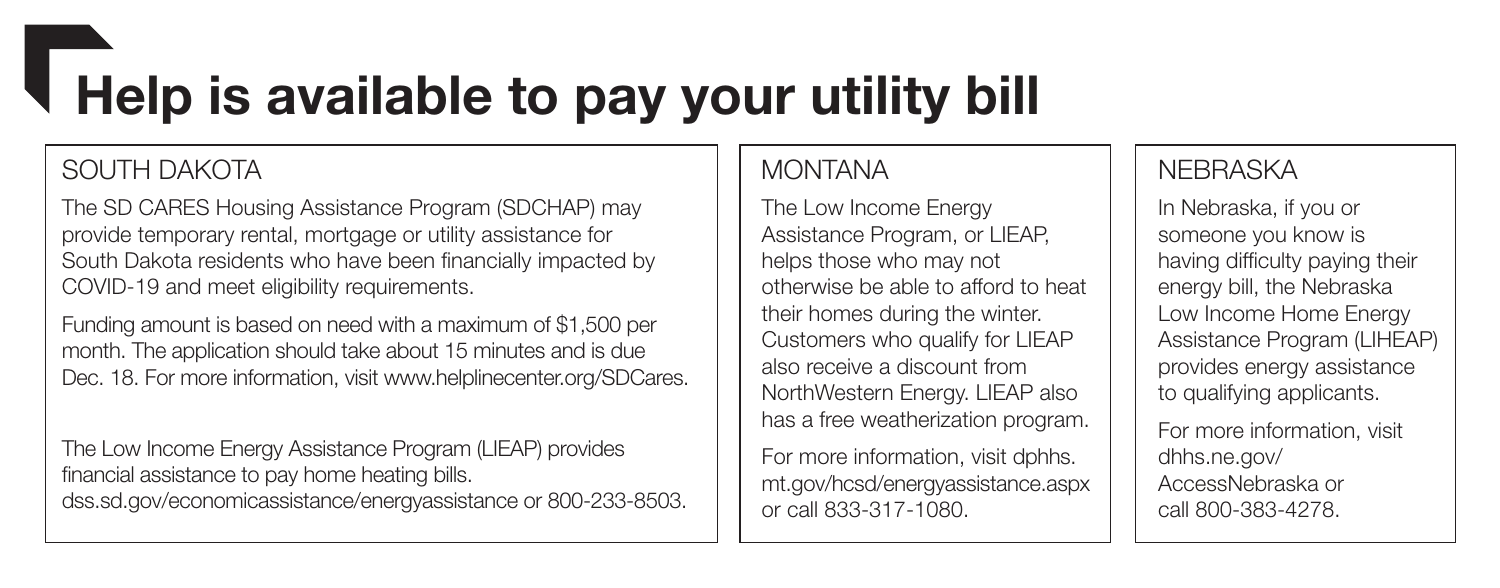# Help is available to pay your utility bill

## SOUTH DAKOTA

The SD CARES Housing Assistance Program (SDCHAP) may provide temporary rental, mortgage or utility assistance for South Dakota residents who have been financially impacted by COVID-19 and meet eligibility requirements.

Funding amount is based on need with a maximum of $1,500 per month. The application should take about 15 minutes and is due Dec. 18. For more information, visit www.helplinecenter.org/SDCares.

The Low Income Energy Assistance Program (LIEAP) provides financial assistance to pay home heating bills. dss.sd.gov/economicassistance/energyassistance or 800-233-8503.

## MONTANA

The Low Income Energy Assistance Program, or LIEAP, helps those who may not otherwise be able to afford to heat their homes during the winter. Customers who qualify for LIEAP also receive a discount from NorthWestern Energy. LIEAP also has a free weatherization program.

For more information, visit dphhs.mt.gov/hcsd/energyassistance.aspx or call 833-317-1080.

## NEBRASKA

In Nebraska, if you or someone you know is having difficulty paying their energy bill, the Nebraska Low Income Home Energy Assistance Program (LIHEAP) provides energy assistance to qualifying applicants.

For more information, visit dhhs.ne.gov/AccessNebraska or call 800-383-4278.